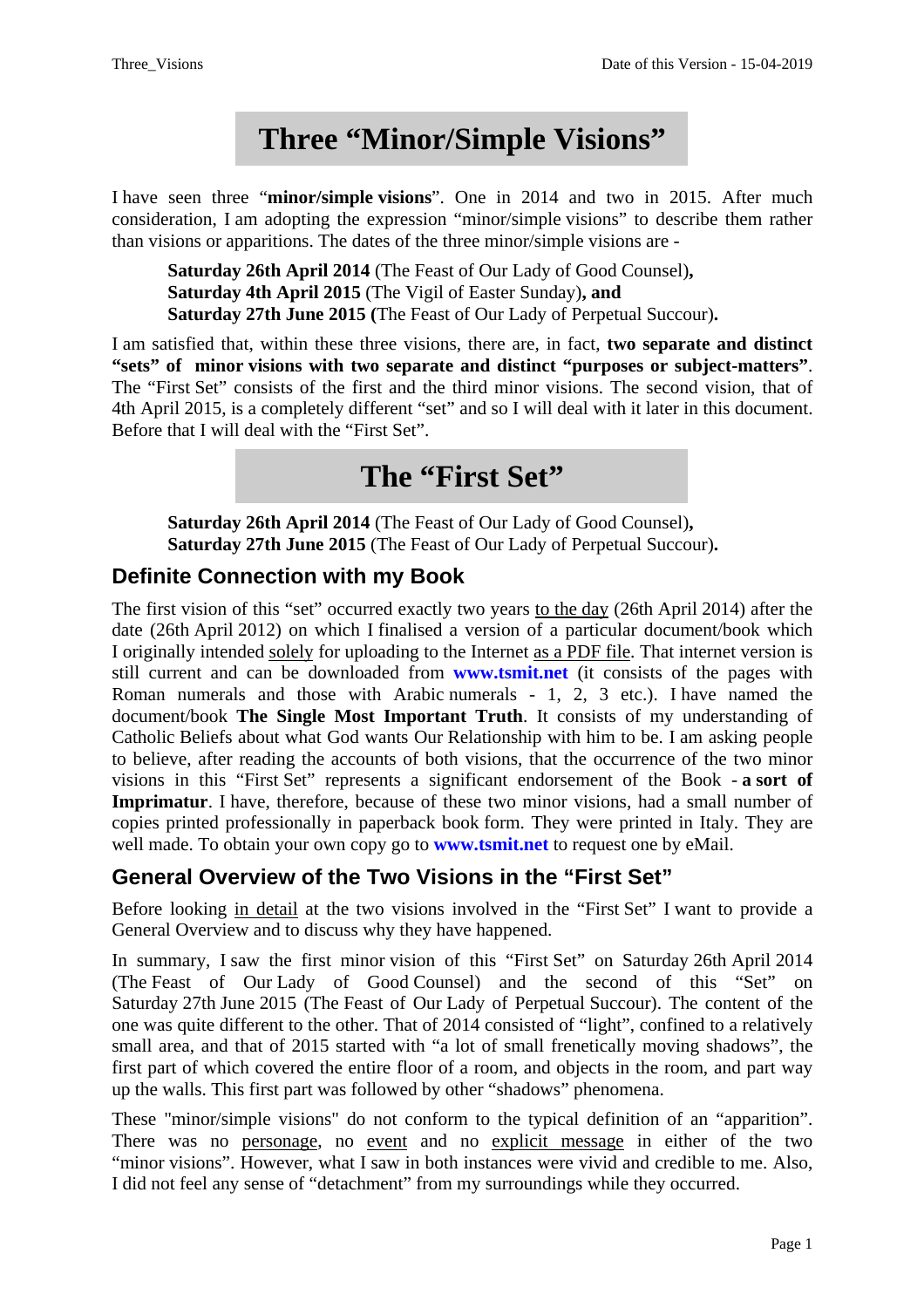# Three “Minor/Simple Visions”

I have seen three “**minor/simple visions**”. One in 2014 and two in 2015. After much consideration, I am adopting the expression “minor/simple visions” to describe them rather than visions or apparitions. The dates of the three minor/simple visions are -

> **Saturday 26th April 2014** (The Feast of Our Lady of Good Counsel)**,**
> **Saturday 4th April 2015** (The Vigil of Easter Sunday)**, and**
> **Saturday 27th June 2015 (**The Feast of Our Lady of Perpetual Succour)**.**

I am satisfied that, within these three visions, there are, in fact, **two separate and distinct “sets” of minor visions with two separate and distinct “purposes or subject-matters”**. The “First Set” consists of the first and the third minor visions. The second vision, that of 4th April 2015, is a completely different “set” and so I will deal with it later in this document. Before that I will deal with the “First Set”.

# The “First Set”

> **Saturday 26th April 2014** (The Feast of Our Lady of Good Counsel)**,**
> **Saturday 27th June 2015** (The Feast of Our Lady of Perpetual Succour)**.**

## Definite Connection with my Book

The first vision of this “set” occurred exactly two years to the day (26th April 2014) after the date (26th April 2012) on which I finalised a version of a particular document/book which I originally intended solely for uploading to the Internet as a PDF file. That internet version is still current and can be downloaded from **www.tsmit.net** (it consists of the pages with Roman numerals and those with Arabic numerals - 1, 2, 3 etc.). I have named the document/book **The Single Most Important Truth**. It consists of my understanding of Catholic Beliefs about what God wants Our Relationship with him to be. I am asking people to believe, after reading the accounts of both visions, that the occurrence of the two minor visions in this “First Set” represents a significant endorsement of the Book - **a sort of Imprimatur**. I have, therefore, because of these two minor visions, had a small number of copies printed professionally in paperback book form. They were printed in Italy. They are well made. To obtain your own copy go to **www.tsmit.net** to request one by eMail.

## General Overview of the Two Visions in the “First Set”

Before looking in detail at the two visions involved in the “First Set” I want to provide a General Overview and to discuss why they have happened.

In summary, I saw the first minor vision of this “First Set” on Saturday 26th April 2014 (The Feast of Our Lady of Good Counsel) and the second of this “Set” on Saturday 27th June 2015 (The Feast of Our Lady of Perpetual Succour). The content of the one was quite different to the other. That of 2014 consisted of “light”, confined to a relatively small area, and that of 2015 started with “a lot of small frenetically moving shadows”, the first part of which covered the entire floor of a room, and objects in the room, and part way up the walls. This first part was followed by other “shadows” phenomena.

These "minor/simple visions" do not conform to the typical definition of an “apparition”. There was no personage, no event and no explicit message in either of the two “minor visions”. However, what I saw in both instances were vivid and credible to me. Also, I did not feel any sense of “detachment” from my surroundings while they occurred.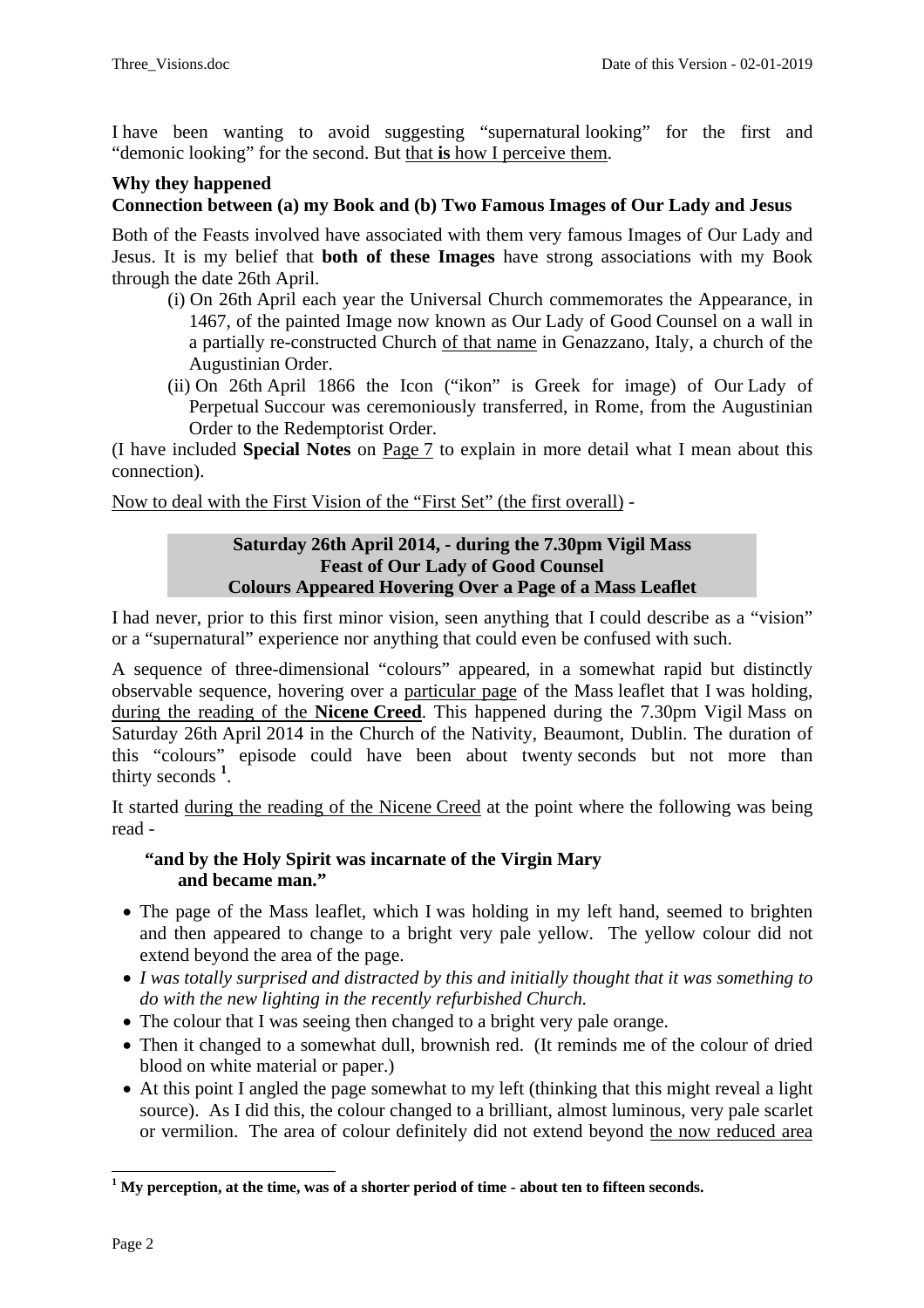I have been wanting to avoid suggesting "supernatural looking" for the first and "demonic looking" for the second. But that **is** how I perceive them.

**Why they happened**

**Connection between (a) my Book and (b) Two Famous Images of Our Lady and Jesus**

Both of the Feasts involved have associated with them very famous Images of Our Lady and Jesus. It is my belief that **both of these Images** have strong associations with my Book through the date 26th April.

(i) On 26th April each year the Universal Church commemorates the Appearance, in 1467, of the painted Image now known as Our Lady of Good Counsel on a wall in a partially re-constructed Church of that name in Genazzano, Italy, a church of the Augustinian Order.

(ii) On 26th April 1866 the Icon ("ikon" is Greek for image) of Our Lady of Perpetual Succour was ceremoniously transferred, in Rome, from the Augustinian Order to the Redemptorist Order.

(I have included **Special Notes** on Page 7 to explain in more detail what I mean about this connection).

Now to deal with the First Vision of the "First Set" (the first overall) -

**Saturday 26th April 2014, - during the 7.30pm Vigil Mass**
**Feast of Our Lady of Good Counsel**
**Colours Appeared Hovering Over a Page of a Mass Leaflet**

I had never, prior to this first minor vision, seen anything that I could describe as a "vision" or a "supernatural" experience nor anything that could even be confused with such.

A sequence of three-dimensional "colours" appeared, in a somewhat rapid but distinctly observable sequence, hovering over a particular page of the Mass leaflet that I was holding, during the reading of the **Nicene Creed**. This happened during the 7.30pm Vigil Mass on Saturday 26th April 2014 in the Church of the Nativity, Beaumont, Dublin. The duration of this "colours" episode could have been about twenty seconds but not more than thirty seconds [1].

It started during the reading of the Nicene Creed at the point where the following was being read -

> **"and by the Holy Spirit was incarnate of the Virgin Mary**
> **and became man."**

- The page of the Mass leaflet, which I was holding in my left hand, seemed to brighten and then appeared to change to a bright very pale yellow. The yellow colour did not extend beyond the area of the page.
- *I was totally surprised and distracted by this and initially thought that it was something to do with the new lighting in the recently refurbished Church.*
- The colour that I was seeing then changed to a bright very pale orange.
- Then it changed to a somewhat dull, brownish red. (It reminds me of the colour of dried blood on white material or paper.)
- At this point I angled the page somewhat to my left (thinking that this might reveal a light source). As I did this, the colour changed to a brilliant, almost luminous, very pale scarlet or vermilion. The area of colour definitely did not extend beyond the now reduced area

---

[1] **My perception, at the time, was of a shorter period of time - about ten to fifteen seconds.**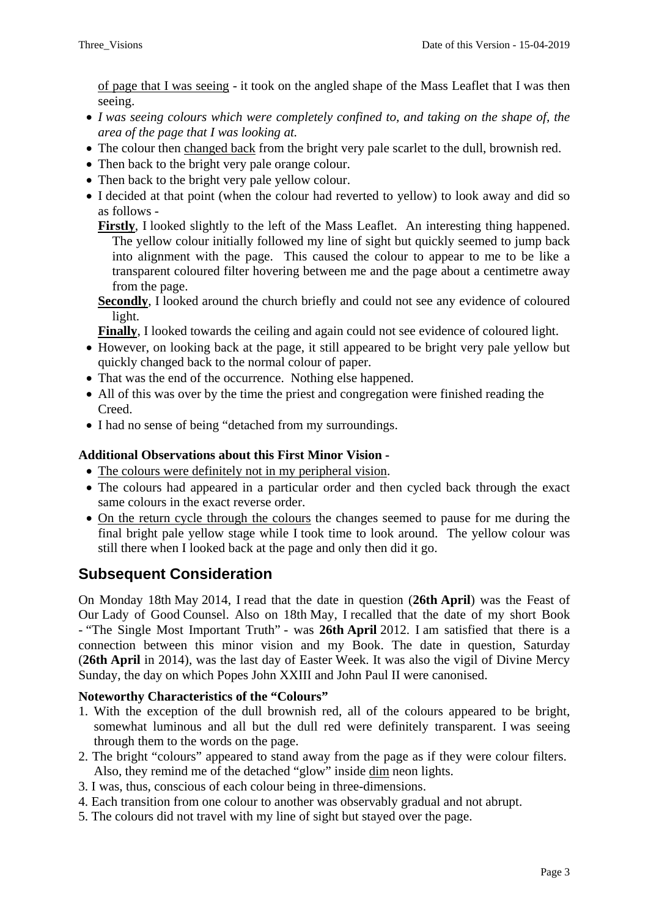of page that I was seeing - it took on the angled shape of the Mass Leaflet that I was then seeing.

- *I was seeing colours which were completely confined to, and taking on the shape of, the area of the page that I was looking at.*
- The colour then changed back from the bright very pale scarlet to the dull, brownish red.
- Then back to the bright very pale orange colour.
- Then back to the bright very pale yellow colour.
- I decided at that point (when the colour had reverted to yellow) to look away and did so as follows -

  **Firstly**, I looked slightly to the left of the Mass Leaflet. An interesting thing happened. The yellow colour initially followed my line of sight but quickly seemed to jump back into alignment with the page. This caused the colour to appear to me to be like a transparent coloured filter hovering between me and the page about a centimetre away from the page.

  **Secondly**, I looked around the church briefly and could not see any evidence of coloured light.

  **Finally**, I looked towards the ceiling and again could not see evidence of coloured light.
- However, on looking back at the page, it still appeared to be bright very pale yellow but quickly changed back to the normal colour of paper.
- That was the end of the occurrence. Nothing else happened.
- All of this was over by the time the priest and congregation were finished reading the Creed.
- I had no sense of being "detached from my surroundings.

**Additional Observations about this First Minor Vision -**

- The colours were definitely not in my peripheral vision.
- The colours had appeared in a particular order and then cycled back through the exact same colours in the exact reverse order.
- On the return cycle through the colours the changes seemed to pause for me during the final bright pale yellow stage while I took time to look around. The yellow colour was still there when I looked back at the page and only then did it go.

## Subsequent Consideration

On Monday 18th May 2014, I read that the date in question (**26th April**) was the Feast of Our Lady of Good Counsel. Also on 18th May, I recalled that the date of my short Book - "The Single Most Important Truth" - was **26th April** 2012. I am satisfied that there is a connection between this minor vision and my Book. The date in question, Saturday (**26th April** in 2014), was the last day of Easter Week. It was also the vigil of Divine Mercy Sunday, the day on which Popes John XXIII and John Paul II were canonised.

**Noteworthy Characteristics of the "Colours"**

1. With the exception of the dull brownish red, all of the colours appeared to be bright, somewhat luminous and all but the dull red were definitely transparent. I was seeing through them to the words on the page.
2. The bright "colours" appeared to stand away from the page as if they were colour filters. Also, they remind me of the detached "glow" inside dim neon lights.
3. I was, thus, conscious of each colour being in three-dimensions.
4. Each transition from one colour to another was observably gradual and not abrupt.
5. The colours did not travel with my line of sight but stayed over the page.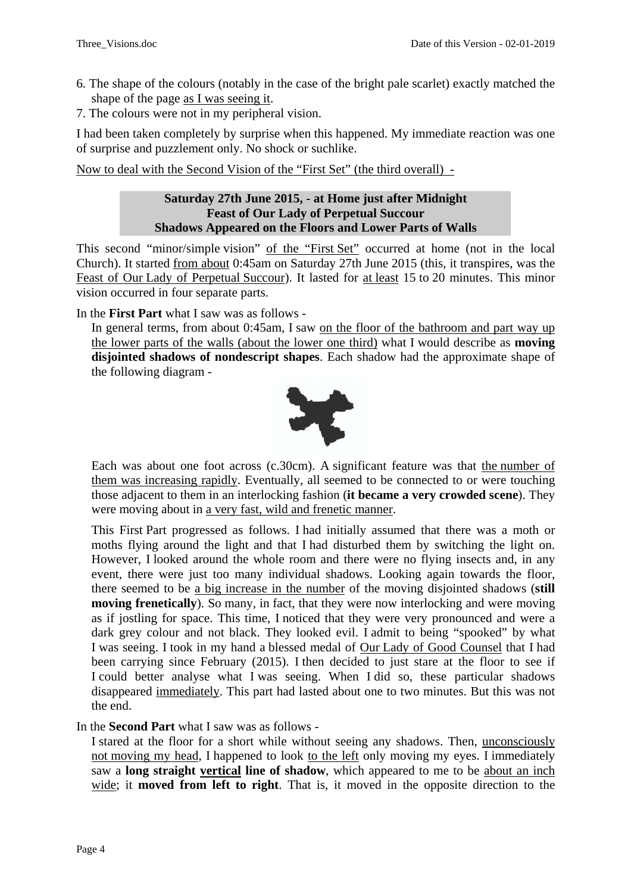6. The shape of the colours (notably in the case of the bright pale scarlet) exactly matched the shape of the page as I was seeing it.
7. The colours were not in my peripheral vision.

I had been taken completely by surprise when this happened. My immediate reaction was one of surprise and puzzlement only. No shock or suchlike.

Now to deal with the Second Vision of the "First Set" (the third overall) -

**Saturday 27th June 2015, - at Home just after Midnight**
**Feast of Our Lady of Perpetual Succour**
**Shadows Appeared on the Floors and Lower Parts of Walls**

This second "minor/simple vision" of the "First Set" occurred at home (not in the local Church). It started from about 0:45am on Saturday 27th June 2015 (this, it transpires, was the Feast of Our Lady of Perpetual Succour). It lasted for at least 15 to 20 minutes. This minor vision occurred in four separate parts.

In the **First Part** what I saw was as follows -

In general terms, from about 0:45am, I saw on the floor of the bathroom and part way up the lower parts of the walls (about the lower one third) what I would describe as **moving disjointed shadows of nondescript shapes**. Each shadow had the approximate shape of the following diagram -

Each was about one foot across (c.30cm). A significant feature was that the number of them was increasing rapidly. Eventually, all seemed to be connected to or were touching those adjacent to them in an interlocking fashion (**it became a very crowded scene**). They were moving about in a very fast, wild and frenetic manner.

This First Part progressed as follows. I had initially assumed that there was a moth or moths flying around the light and that I had disturbed them by switching the light on. However, I looked around the whole room and there were no flying insects and, in any event, there were just too many individual shadows. Looking again towards the floor, there seemed to be a big increase in the number of the moving disjointed shadows (**still moving frenetically**). So many, in fact, that they were now interlocking and were moving as if jostling for space. This time, I noticed that they were very pronounced and were a dark grey colour and not black. They looked evil. I admit to being "spooked" by what I was seeing. I took in my hand a blessed medal of Our Lady of Good Counsel that I had been carrying since February (2015). I then decided to just stare at the floor to see if I could better analyse what I was seeing. When I did so, these particular shadows disappeared immediately. This part had lasted about one to two minutes. But this was not the end.

In the **Second Part** what I saw was as follows -

I stared at the floor for a short while without seeing any shadows. Then, unconsciously not moving my head, I happened to look to the left only moving my eyes. I immediately saw a **long straight vertical line of shadow**, which appeared to me to be about an inch wide; it **moved from left to right**. That is, it moved in the opposite direction to the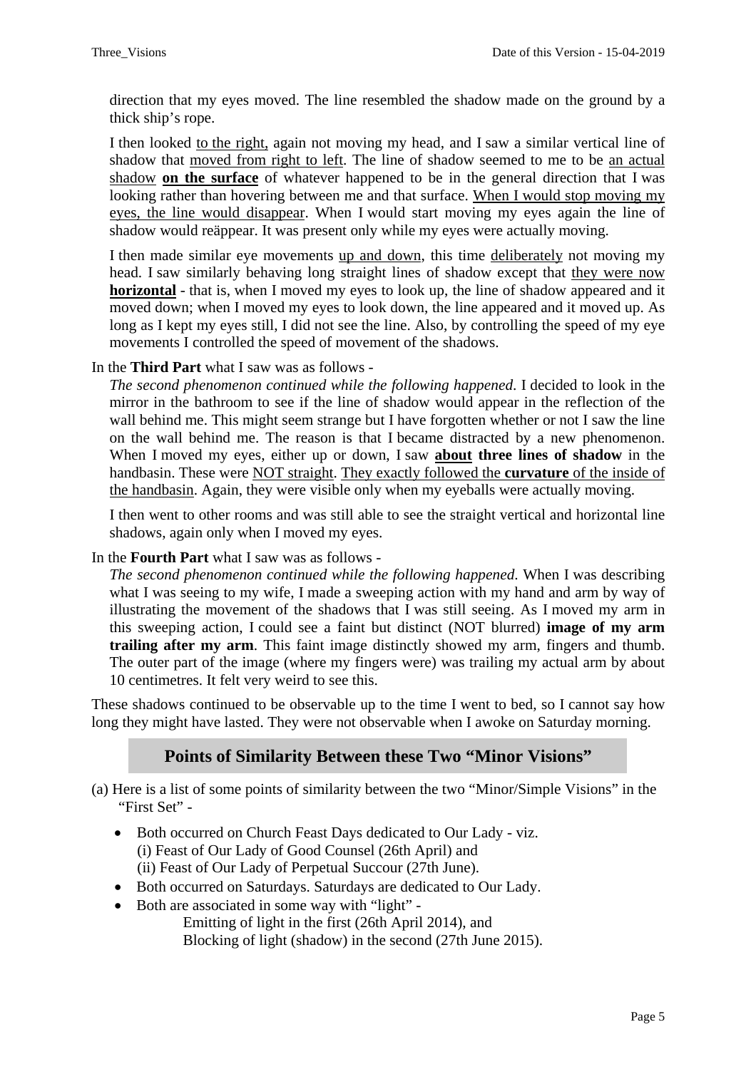direction that my eyes moved. The line resembled the shadow made on the ground by a thick ship's rope.

I then looked <u>to the right,</u> again not moving my head, and I saw a similar vertical line of shadow that <u>moved from right to left</u>. The line of shadow seemed to me to be <u>an actual shadow</u> <u>**on the surface**</u> of whatever happened to be in the general direction that I was looking rather than hovering between me and that surface. <u>When I would stop moving my eyes, the line would disappear</u>. When I would start moving my eyes again the line of shadow would reäppear. It was present only while my eyes were actually moving.

I then made similar eye movements <u>up and down</u>, this time <u>deliberately</u> not moving my head. I saw similarly behaving long straight lines of shadow except that <u>they were now</u> <u>**horizontal**</u> - that is, when I moved my eyes to look up, the line of shadow appeared and it moved down; when I moved my eyes to look down, the line appeared and it moved up. As long as I kept my eyes still, I did not see the line. Also, by controlling the speed of my eye movements I controlled the speed of movement of the shadows.

In the **Third Part** what I saw was as follows -

*The second phenomenon continued while the following happened*. I decided to look in the mirror in the bathroom to see if the line of shadow would appear in the reflection of the wall behind me. This might seem strange but I have forgotten whether or not I saw the line on the wall behind me. The reason is that I became distracted by a new phenomenon. When I moved my eyes, either up or down, I saw <u>**about**</u> **three lines of shadow** in the handbasin. These were <u>NOT straight</u>. <u>They exactly followed the **curvature** of the inside of the handbasin</u>. Again, they were visible only when my eyeballs were actually moving.

I then went to other rooms and was still able to see the straight vertical and horizontal line shadows, again only when I moved my eyes.

In the **Fourth Part** what I saw was as follows -

*The second phenomenon continued while the following happened*. When I was describing what I was seeing to my wife, I made a sweeping action with my hand and arm by way of illustrating the movement of the shadows that I was still seeing. As I moved my arm in this sweeping action, I could see a faint but distinct (NOT blurred) **image of my arm trailing after my arm**. This faint image distinctly showed my arm, fingers and thumb. The outer part of the image (where my fingers were) was trailing my actual arm by about 10 centimetres. It felt very weird to see this.

These shadows continued to be observable up to the time I went to bed, so I cannot say how long they might have lasted. They were not observable when I awoke on Saturday morning.

## Points of Similarity Between these Two "Minor Visions"

(a) Here is a list of some points of similarity between the two "Minor/Simple Visions" in the "First Set" -

- Both occurred on Church Feast Days dedicated to Our Lady - viz.
  (i) Feast of Our Lady of Good Counsel (26th April) and
  (ii) Feast of Our Lady of Perpetual Succour (27th June).
- Both occurred on Saturdays. Saturdays are dedicated to Our Lady.
- Both are associated in some way with "light" -
  Emitting of light in the first (26th April 2014), and
  Blocking of light (shadow) in the second (27th June 2015).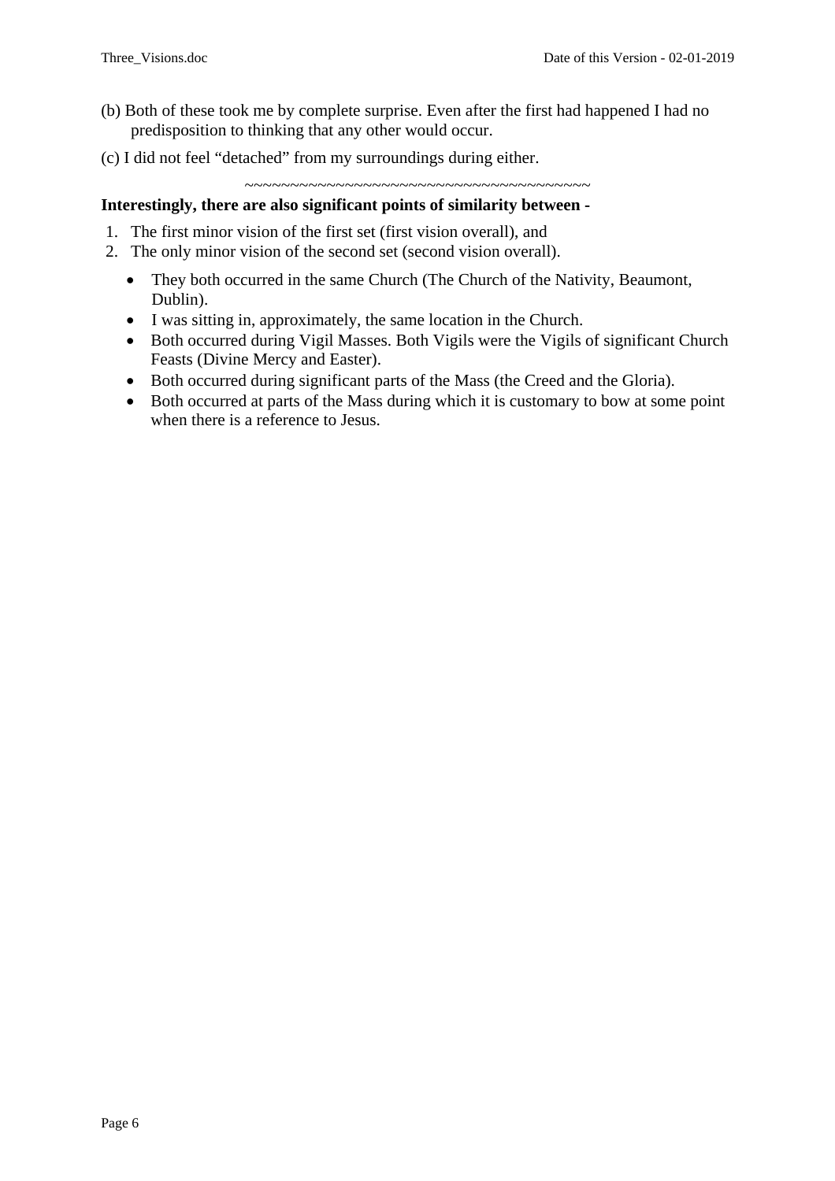(b) Both of these took me by complete surprise. Even after the first had happened I had no predisposition to thinking that any other would occur.

(c) I did not feel “detached” from my surroundings during either.

~~~~~~~~~~~~~~~~~~~~~~~~~~~~~~~~~~~~~~~~~

**Interestingly, there are also significant points of similarity between -**

1. The first minor vision of the first set (first vision overall), and
2. The only minor vision of the second set (second vision overall).

- They both occurred in the same Church (The Church of the Nativity, Beaumont, Dublin).
- I was sitting in, approximately, the same location in the Church.
- Both occurred during Vigil Masses. Both Vigils were the Vigils of significant Church Feasts (Divine Mercy and Easter).
- Both occurred during significant parts of the Mass (the Creed and the Gloria).
- Both occurred at parts of the Mass during which it is customary to bow at some point when there is a reference to Jesus.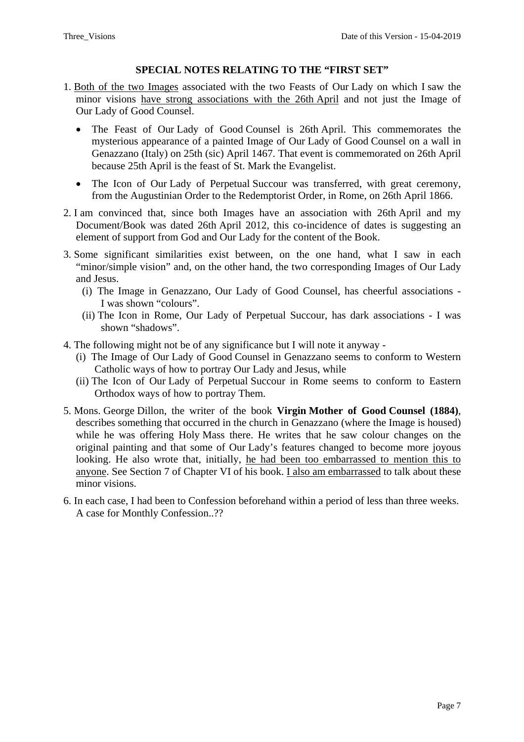### SPECIAL NOTES RELATING TO THE "FIRST SET"

1. <u>Both of the two Images</u> associated with the two Feasts of Our Lady on which I saw the minor visions <u>have strong associations with the 26th April</u> and not just the Image of Our Lady of Good Counsel.

    - The Feast of Our Lady of Good Counsel is 26th April. This commemorates the mysterious appearance of a painted Image of Our Lady of Good Counsel on a wall in Genazzano (Italy) on 25th (sic) April 1467. That event is commemorated on 26th April because 25th April is the feast of St. Mark the Evangelist.
    - The Icon of Our Lady of Perpetual Succour was transferred, with great ceremony, from the Augustinian Order to the Redemptorist Order, in Rome, on 26th April 1866.

2. I am convinced that, since both Images have an association with 26th April and my Document/Book was dated 26th April 2012, this co-incidence of dates is suggesting an element of support from God and Our Lady for the content of the Book.

3. Some significant similarities exist between, on the one hand, what I saw in each "minor/simple vision" and, on the other hand, the two corresponding Images of Our Lady and Jesus.
    (i) The Image in Genazzano, Our Lady of Good Counsel, has cheerful associations - I was shown "colours".
    (ii) The Icon in Rome, Our Lady of Perpetual Succour, has dark associations - I was shown "shadows".

4. The following might not be of any significance but I will note it anyway -
    (i) The Image of Our Lady of Good Counsel in Genazzano seems to conform to Western Catholic ways of how to portray Our Lady and Jesus, while
    (ii) The Icon of Our Lady of Perpetual Succour in Rome seems to conform to Eastern Orthodox ways of how to portray Them.

5. Mons. George Dillon, the writer of the book **Virgin Mother of Good Counsel (1884)**, describes something that occurred in the church in Genazzano (where the Image is housed) while he was offering Holy Mass there. He writes that he saw colour changes on the original painting and that some of Our Lady's features changed to become more joyous looking. He also wrote that, initially, <u>he had been too embarrassed to mention this to anyone</u>. See Section 7 of Chapter VI of his book. <u>I also am embarrassed</u> to talk about these minor visions.

6. In each case, I had been to Confession beforehand within a period of less than three weeks. A case for Monthly Confession..??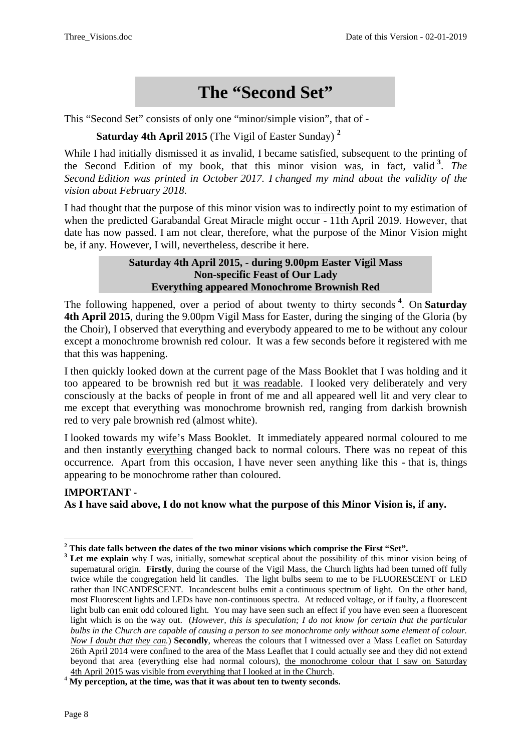# The "Second Set"

This "Second Set" consists of only one "minor/simple vision", that of -

**Saturday 4th April 2015** (The Vigil of Easter Sunday) [2]

While I had initially dismissed it as invalid, I became satisfied, subsequent to the printing of the Second Edition of my book, that this minor vision <u>was</u>, in fact, valid [3]. *The Second Edition was printed in October 2017. I changed my mind about the validity of the vision about February 2018.*

I had thought that the purpose of this minor vision was to <u>indirectly</u> point to my estimation of when the predicted Garabandal Great Miracle might occur - 11th April 2019. However, that date has now passed. I am not clear, therefore, what the purpose of the Minor Vision might be, if any. However, I will, nevertheless, describe it here.

**Saturday 4th April 2015, - during 9.00pm Easter Vigil Mass**
**Non-specific Feast of Our Lady**
**Everything appeared Monochrome Brownish Red**

The following happened, over a period of about twenty to thirty seconds [4]. On **Saturday 4th April 2015**, during the 9.00pm Vigil Mass for Easter, during the singing of the Gloria (by the Choir), I observed that everything and everybody appeared to me to be without any colour except a monochrome brownish red colour. It was a few seconds before it registered with me that this was happening.

I then quickly looked down at the current page of the Mass Booklet that I was holding and it too appeared to be brownish red but <u>it was readable</u>. I looked very deliberately and very consciously at the backs of people in front of me and all appeared well lit and very clear to me except that everything was monochrome brownish red, ranging from darkish brownish red to very pale brownish red (almost white).

I looked towards my wife's Mass Booklet. It immediately appeared normal coloured to me and then instantly <u>everything</u> changed back to normal colours. There was no repeat of this occurrence. Apart from this occasion, I have never seen anything like this - that is, things appearing to be monochrome rather than coloured.

**IMPORTANT -**
**As I have said above, I do not know what the purpose of this Minor Vision is, if any.**

---

[2] **This date falls between the dates of the two minor visions which comprise the First "Set".**

[3] **Let me explain** why I was, initially, somewhat sceptical about the possibility of this minor vision being of supernatural origin. **Firstly**, during the course of the Vigil Mass, the Church lights had been turned off fully twice while the congregation held lit candles. The light bulbs seem to me to be FLUORESCENT or LED rather than INCANDESCENT. Incandescent bulbs emit a continuous spectrum of light. On the other hand, most Fluorescent lights and LEDs have non-continuous spectra. At reduced voltage, or if faulty, a fluorescent light bulb can emit odd coloured light. You may have seen such an effect if you have even seen a fluorescent light which is on the way out. (*However, this is speculation; I do not know for certain that the particular bulbs in the Church are capable of causing a person to see monochrome only without some element of colour. <u>Now I doubt that they can</u>.*) **Secondly**, whereas the colours that I witnessed over a Mass Leaflet on Saturday 26th April 2014 were confined to the area of the Mass Leaflet that I could actually see and they did not extend beyond that area (everything else had normal colours), <u>the monochrome colour that I saw on Saturday 4th April 2015 was visible from everything that I looked at in the Church</u>.

[4] **My perception, at the time, was that it was about ten to twenty seconds.**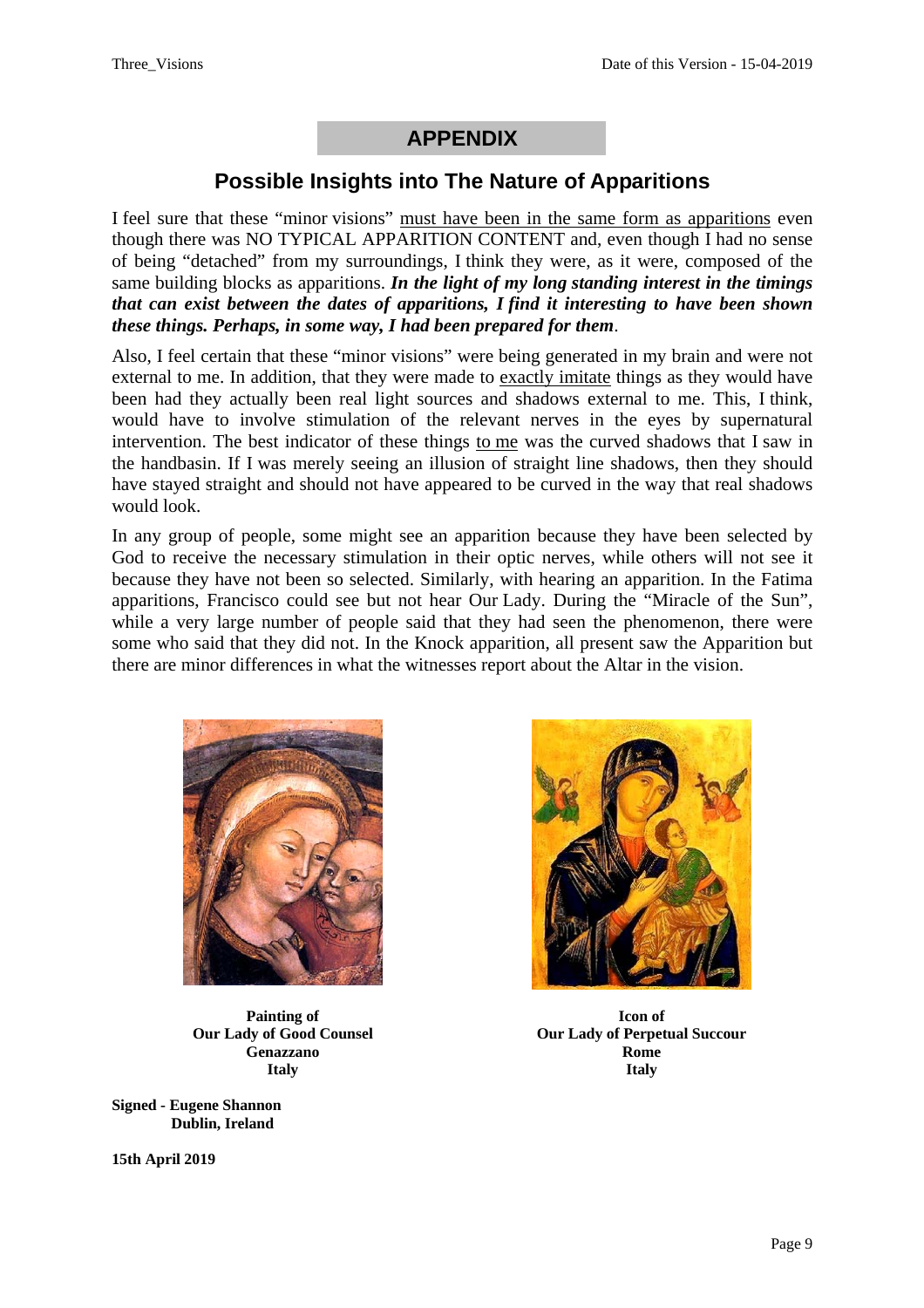# APPENDIX

## Possible Insights into The Nature of Apparitions

I feel sure that these "minor visions" must have been in the same form as apparitions even though there was NO TYPICAL APPARITION CONTENT and, even though I had no sense of being "detached" from my surroundings, I think they were, as it were, composed of the same building blocks as apparitions. ***In the light of my long standing interest in the timings that can exist between the dates of apparitions, I find it interesting to have been shown these things. Perhaps, in some way, I had been prepared for them***.

Also, I feel certain that these "minor visions" were being generated in my brain and were not external to me. In addition, that they were made to exactly imitate things as they would have been had they actually been real light sources and shadows external to me. This, I think, would have to involve stimulation of the relevant nerves in the eyes by supernatural intervention. The best indicator of these things to me was the curved shadows that I saw in the handbasin. If I was merely seeing an illusion of straight line shadows, then they should have stayed straight and should not have appeared to be curved in the way that real shadows would look.

In any group of people, some might see an apparition because they have been selected by God to receive the necessary stimulation in their optic nerves, while others will not see it because they have not been so selected. Similarly, with hearing an apparition. In the Fatima apparitions, Francisco could see but not hear Our Lady. During the "Miracle of the Sun", while a very large number of people said that they had seen the phenomenon, there were some who said that they did not. In the Knock apparition, all present saw the Apparition but there are minor differences in what the witnesses report about the Altar in the vision.

**Painting of**
**Our Lady of Good Counsel**
**Genazzano**
**Italy**

**Icon of**
**Our Lady of Perpetual Succour**
**Rome**
**Italy**

**Signed - Eugene Shannon**
**Dublin, Ireland**

**15th April 2019**